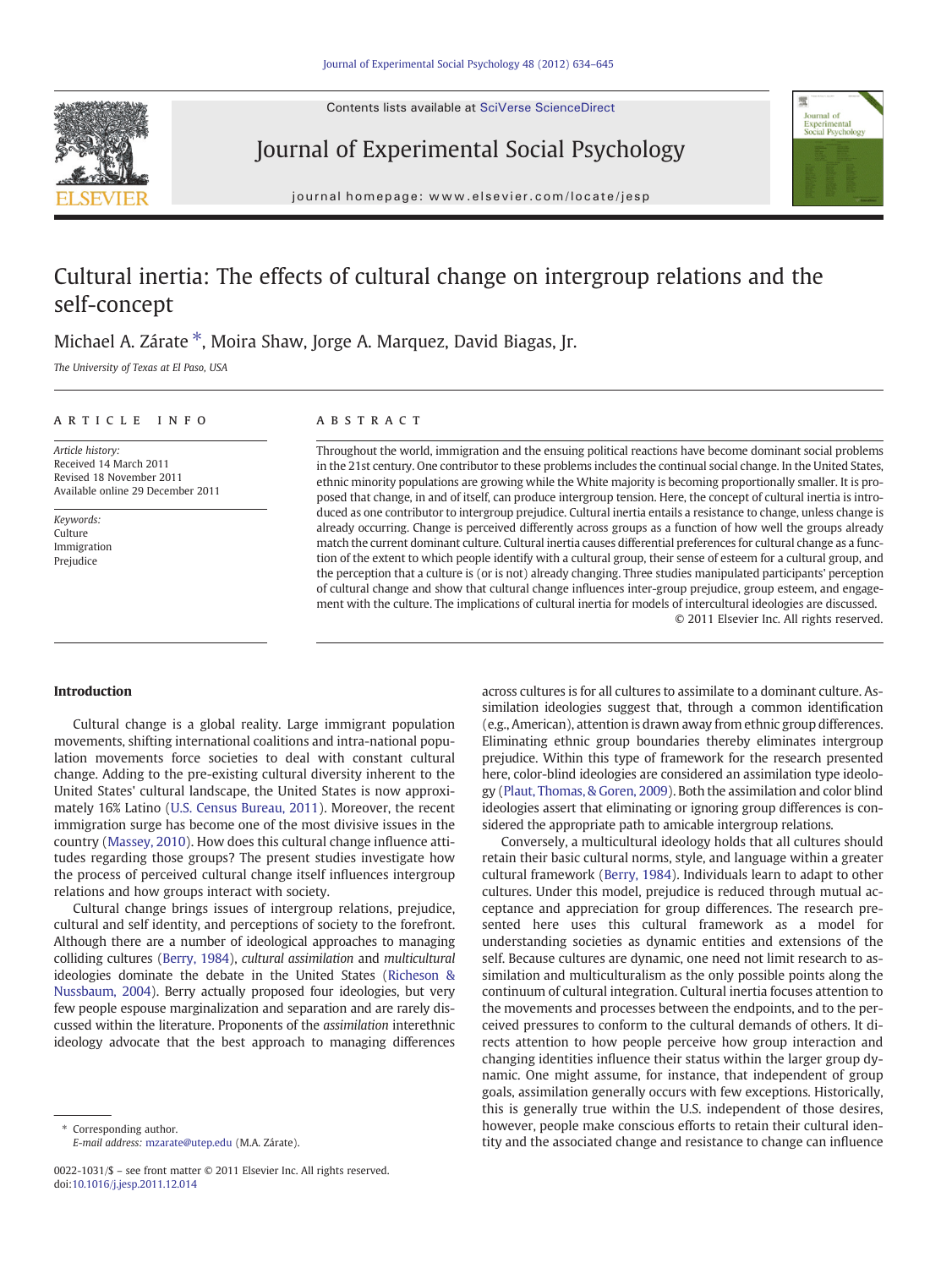# Cultural inertia: The effects of cultural change on intergroup relations and the self-concept

Michael A. Zárate *, Moira Shaw, Jorge A. Marquez, David Biagas, Jr.

*The University of Texas at El Paso, USA*

## ARTICLE INFO

*Article history:*
Received 14 March 2011
Revised 18 November 2011
Available online 29 December 2011

*Keywords:*
Culture
Immigration
Prejudice

## ABSTRACT

Throughout the world, immigration and the ensuing political reactions have become dominant social problems in the 21st century. One contributor to these problems includes the continual social change. In the United States, ethnic minority populations are growing while the White majority is becoming proportionally smaller. It is proposed that change, in and of itself, can produce intergroup tension. Here, the concept of cultural inertia is introduced as one contributor to intergroup prejudice. Cultural inertia entails a resistance to change, unless change is already occurring. Change is perceived differently across groups as a function of how well the groups already match the current dominant culture. Cultural inertia causes differential preferences for cultural change as a function of the extent to which people identify with a cultural group, their sense of esteem for a cultural group, and the perception that a culture is (or is not) already changing. Three studies manipulated participants' perception of cultural change and show that cultural change influences inter-group prejudice, group esteem, and engagement with the culture. The implications of cultural inertia for models of intercultural ideologies are discussed.

© 2011 Elsevier Inc. All rights reserved.

## Introduction

Cultural change is a global reality. Large immigrant population movements, shifting international coalitions and intra-national population movements force societies to deal with constant cultural change. Adding to the pre-existing cultural diversity inherent to the United States' cultural landscape, the United States is now approximately 16% Latino (U.S. Census Bureau, 2011). Moreover, the recent immigration surge has become one of the most divisive issues in the country (Massey, 2010). How does this cultural change influence attitudes regarding those groups? The present studies investigate how the process of perceived cultural change itself influences intergroup relations and how groups interact with society.

Cultural change brings issues of intergroup relations, prejudice, cultural and self identity, and perceptions of society to the forefront. Although there are a number of ideological approaches to managing colliding cultures (Berry, 1984), *cultural assimilation* and *multicultural* ideologies dominate the debate in the United States (Richeson & Nussbaum, 2004). Berry actually proposed four ideologies, but very few people espouse marginalization and separation and are rarely discussed within the literature. Proponents of the *assimilation* interethnic ideology advocate that the best approach to managing differences across cultures is for all cultures to assimilate to a dominant culture. Assimilation ideologies suggest that, through a common identification (e.g., American), attention is drawn away from ethnic group differences. Eliminating ethnic group boundaries thereby eliminates intergroup prejudice. Within this type of framework for the research presented here, color-blind ideologies are considered an assimilation type ideology (Plaut, Thomas, & Goren, 2009). Both the assimilation and color blind ideologies assert that eliminating or ignoring group differences is considered the appropriate path to amicable intergroup relations.

Conversely, a multicultural ideology holds that all cultures should retain their basic cultural norms, style, and language within a greater cultural framework (Berry, 1984). Individuals learn to adapt to other cultures. Under this model, prejudice is reduced through mutual acceptance and appreciation for group differences. The research presented here uses this cultural framework as a model for understanding societies as dynamic entities and extensions of the self. Because cultures are dynamic, one need not limit research to assimilation and multiculturalism as the only possible points along the continuum of cultural integration. Cultural inertia focuses attention to the movements and processes between the endpoints, and to the perceived pressures to conform to the cultural demands of others. It directs attention to how people perceive how group interaction and changing identities influence their status within the larger group dynamic. One might assume, for instance, that independent of group goals, assimilation generally occurs with few exceptions. Historically, this is generally true within the U.S. independent of those desires, however, people make conscious efforts to retain their cultural identity and the associated change and resistance to change can influence

\* Corresponding author.
*E-mail address:* mzarate@utep.edu (M.A. Zárate).

0022-1031/$ – see front matter © 2011 Elsevier Inc. All rights reserved.
doi:10.1016/j.jesp.2011.12.014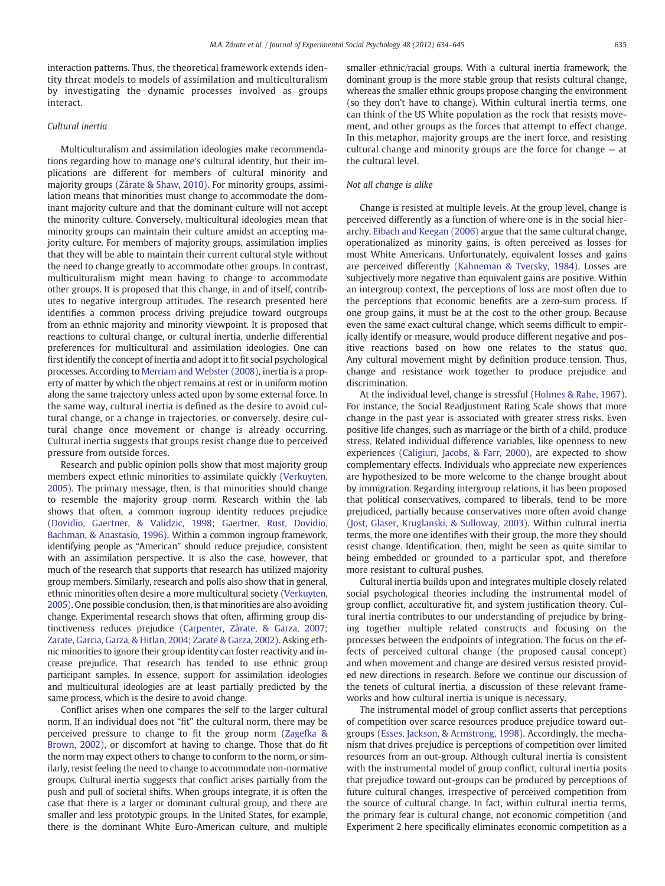interaction patterns. Thus, the theoretical framework extends identity threat models to models of assimilation and multiculturalism by investigating the dynamic processes involved as groups interact.

### Cultural inertia

Multiculturalism and assimilation ideologies make recommendations regarding how to manage one's cultural identity, but their implications are different for members of cultural minority and majority groups (Zárate & Shaw, 2010). For minority groups, assimilation means that minorities must change to accommodate the dominant majority culture and that the dominant culture will not accept the minority culture. Conversely, multicultural ideologies mean that minority groups can maintain their culture amidst an accepting majority culture. For members of majority groups, assimilation implies that they will be able to maintain their current cultural style without the need to change greatly to accommodate other groups. In contrast, multiculturalism might mean having to change to accommodate other groups. It is proposed that this change, in and of itself, contributes to negative intergroup attitudes. The research presented here identifies a common process driving prejudice toward outgroups from an ethnic majority and minority viewpoint. It is proposed that reactions to cultural change, or cultural inertia, underlie differential preferences for multicultural and assimilation ideologies. One can first identify the concept of inertia and adopt it to fit social psychological processes. According to Merriam and Webster (2008), inertia is a property of matter by which the object remains at rest or in uniform motion along the same trajectory unless acted upon by some external force. In the same way, cultural inertia is defined as the desire to avoid cultural change, or a change in trajectories, or conversely, desire cultural change once movement or change is already occurring. Cultural inertia suggests that groups resist change due to perceived pressure from outside forces.

Research and public opinion polls show that most majority group members expect ethnic minorities to assimilate quickly (Verkuyten, 2005). The primary message, then, is that minorities should change to resemble the majority group norm. Research within the lab shows that often, a common ingroup identity reduces prejudice (Dovidio, Gaertner, & Validzic, 1998; Gaertner, Rust, Dovidio, Bachman, & Anastasio, 1996). Within a common ingroup framework, identifying people as "American" should reduce prejudice, consistent with an assimilation perspective. It is also the case, however, that much of the research that supports that research has utilized majority group members. Similarly, research and polls also show that in general, ethnic minorities often desire a more multicultural society (Verkuyten, 2005). One possible conclusion, then, is that minorities are also avoiding change. Experimental research shows that often, affirming group distinctiveness reduces prejudice (Carpenter, Zárate, & Garza, 2007; Zarate, Garcia, Garza, & Hitlan, 2004; Zarate & Garza, 2002). Asking ethnic minorities to ignore their group identity can foster reactivity and increase prejudice. That research has tended to use ethnic group participant samples. In essence, support for assimilation ideologies and multicultural ideologies are at least partially predicted by the same process, which is the desire to avoid change.

Conflict arises when one compares the self to the larger cultural norm. If an individual does not "fit" the cultural norm, there may be perceived pressure to change to fit the group norm (Zagefka & Brown, 2002), or discomfort at having to change. Those that do fit the norm may expect others to change to conform to the norm, or similarly, resist feeling the need to change to accommodate non-normative groups. Cultural inertia suggests that conflict arises partially from the push and pull of societal shifts. When groups integrate, it is often the case that there is a larger or dominant cultural group, and there are smaller and less prototypic groups. In the United States, for example, there is the dominant White Euro-American culture, and multiple smaller ethnic/racial groups. With a cultural inertia framework, the dominant group is the more stable group that resists cultural change, whereas the smaller ethnic groups propose changing the environment (so they don't have to change). Within cultural inertia terms, one can think of the US White population as the rock that resists movement, and other groups as the forces that attempt to effect change. In this metaphor, majority groups are the inert force, and resisting cultural change and minority groups are the force for change — at the cultural level.

### Not all change is alike

Change is resisted at multiple levels. At the group level, change is perceived differently as a function of where one is in the social hierarchy. Eibach and Keegan (2006) argue that the same cultural change, operationalized as minority gains, is often perceived as losses for most White Americans. Unfortunately, equivalent losses and gains are perceived differently (Kahneman & Tversky, 1984). Losses are subjectively more negative than equivalent gains are positive. Within an intergroup context, the perceptions of loss are most often due to the perceptions that economic benefits are a zero-sum process. If one group gains, it must be at the cost to the other group. Because even the same exact cultural change, which seems difficult to empirically identify or measure, would produce different negative and positive reactions based on how one relates to the status quo. Any cultural movement might by definition produce tension. Thus, change and resistance work together to produce prejudice and discrimination.

At the individual level, change is stressful (Holmes & Rahe, 1967). For instance, the Social Readjustment Rating Scale shows that more change in the past year is associated with greater stress risks. Even positive life changes, such as marriage or the birth of a child, produce stress. Related individual difference variables, like openness to new experiences (Caligiuri, Jacobs, & Farr, 2000), are expected to show complementary effects. Individuals who appreciate new experiences are hypothesized to be more welcome to the change brought about by immigration. Regarding intergroup relations, it has been proposed that political conservatives, compared to liberals, tend to be more prejudiced, partially because conservatives more often avoid change (Jost, Glaser, Kruglanski, & Sulloway, 2003). Within cultural inertia terms, the more one identifies with their group, the more they should resist change. Identification, then, might be seen as quite similar to being embedded or grounded to a particular spot, and therefore more resistant to cultural pushes.

Cultural inertia builds upon and integrates multiple closely related social psychological theories including the instrumental model of group conflict, acculturative fit, and system justification theory. Cultural inertia contributes to our understanding of prejudice by bringing together multiple related constructs and focusing on the processes between the endpoints of integration. The focus on the effects of perceived cultural change (the proposed causal concept) and when movement and change are desired versus resisted provided new directions in research. Before we continue our discussion of the tenets of cultural inertia, a discussion of these relevant frameworks and how cultural inertia is unique is necessary.

The instrumental model of group conflict asserts that perceptions of competition over scarce resources produce prejudice toward outgroups (Esses, Jackson, & Armstrong, 1998). Accordingly, the mechanism that drives prejudice is perceptions of competition over limited resources from an out-group. Although cultural inertia is consistent with the instrumental model of group conflict, cultural inertia posits that prejudice toward out-groups can be produced by perceptions of future cultural changes, irrespective of perceived competition from the source of cultural change. In fact, within cultural inertia terms, the primary fear is cultural change, not economic competition (and Experiment 2 here specifically eliminates economic competition as a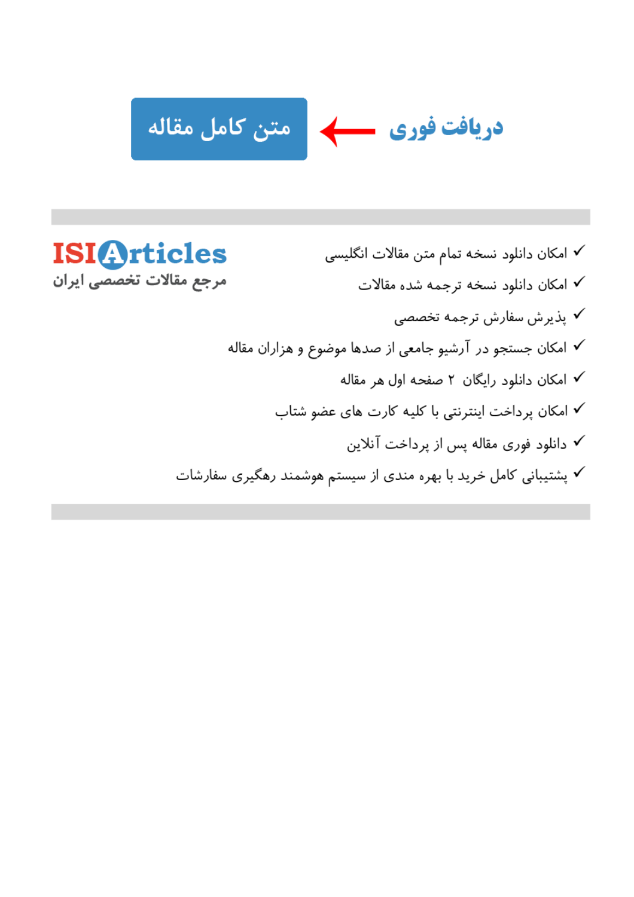دریافت فوری ← **متن کامل مقاله**

**ISIArticles**
مرجع مقالات تخصصی ایران

- ✓ امکان دانلود نسخه تمام متن مقالات انگلیسی
- ✓ امکان دانلود نسخه ترجمه شده مقالات
- ✓ پذیرش سفارش ترجمه تخصصی
- ✓ امکان جستجو در آرشیو جامعی از صدها موضوع و هزاران مقاله
- ✓ امکان دانلود رایگان ۲ صفحه اول هر مقاله
- ✓ امکان پرداخت اینترنتی با کلیه کارت های عضو شتاب
- ✓ دانلود فوری مقاله پس از پرداخت آنلاین
- ✓ پشتیبانی کامل خرید با بهره مندی از سیستم هوشمند رهگیری سفارشات